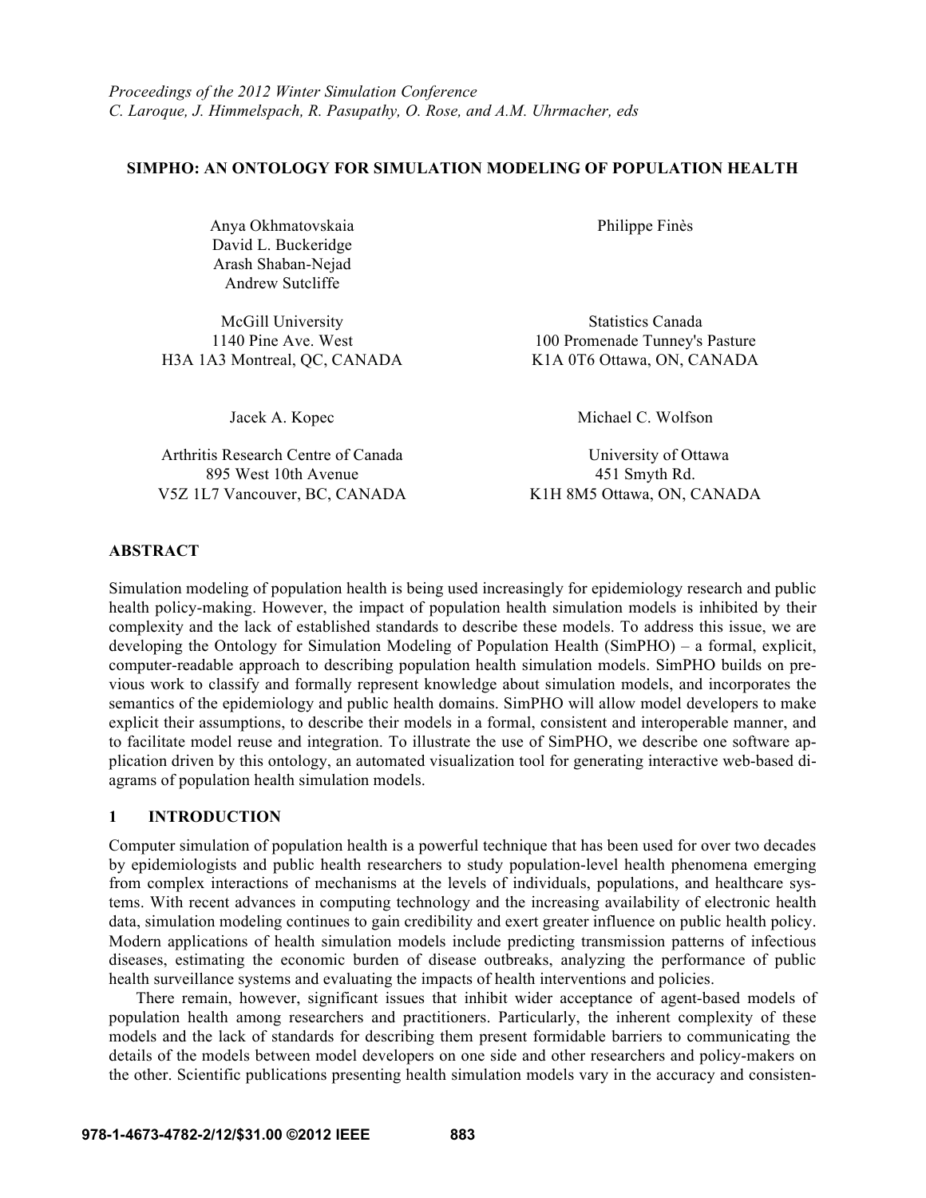*Proceedings of the 2012 Winter Simulation Conference*
*C. Laroque, J. Himmelspach, R. Pasupathy, O. Rose, and A.M. Uhrmacher, eds*

# SIMPHO: AN ONTOLOGY FOR SIMULATION MODELING OF POPULATION HEALTH

Anya Okhmatovskaia
David L. Buckeridge
Arash Shaban-Nejad
Andrew Sutcliffe

McGill University
1140 Pine Ave. West
H3A 1A3 Montreal, QC, CANADA

Philippe Finès

Statistics Canada
100 Promenade Tunney's Pasture
K1A 0T6 Ottawa, ON, CANADA

Jacek A. Kopec

Arthritis Research Centre of Canada
895 West 10th Avenue
V5Z 1L7 Vancouver, BC, CANADA

Michael C. Wolfson

University of Ottawa
451 Smyth Rd.
K1H 8M5 Ottawa, ON, CANADA

## ABSTRACT

Simulation modeling of population health is being used increasingly for epidemiology research and public health policy-making. However, the impact of population health simulation models is inhibited by their complexity and the lack of established standards to describe these models. To address this issue, we are developing the Ontology for Simulation Modeling of Population Health (SimPHO) – a formal, explicit, computer-readable approach to describing population health simulation models. SimPHO builds on previous work to classify and formally represent knowledge about simulation models, and incorporates the semantics of the epidemiology and public health domains. SimPHO will allow model developers to make explicit their assumptions, to describe their models in a formal, consistent and interoperable manner, and to facilitate model reuse and integration. To illustrate the use of SimPHO, we describe one software application driven by this ontology, an automated visualization tool for generating interactive web-based diagrams of population health simulation models.

## 1 INTRODUCTION

Computer simulation of population health is a powerful technique that has been used for over two decades by epidemiologists and public health researchers to study population-level health phenomena emerging from complex interactions of mechanisms at the levels of individuals, populations, and healthcare systems. With recent advances in computing technology and the increasing availability of electronic health data, simulation modeling continues to gain credibility and exert greater influence on public health policy. Modern applications of health simulation models include predicting transmission patterns of infectious diseases, estimating the economic burden of disease outbreaks, analyzing the performance of public health surveillance systems and evaluating the impacts of health interventions and policies.

There remain, however, significant issues that inhibit wider acceptance of agent-based models of population health among researchers and practitioners. Particularly, the inherent complexity of these models and the lack of standards for describing them present formidable barriers to communicating the details of the models between model developers on one side and other researchers and policy-makers on the other. Scientific publications presenting health simulation models vary in the accuracy and consisten-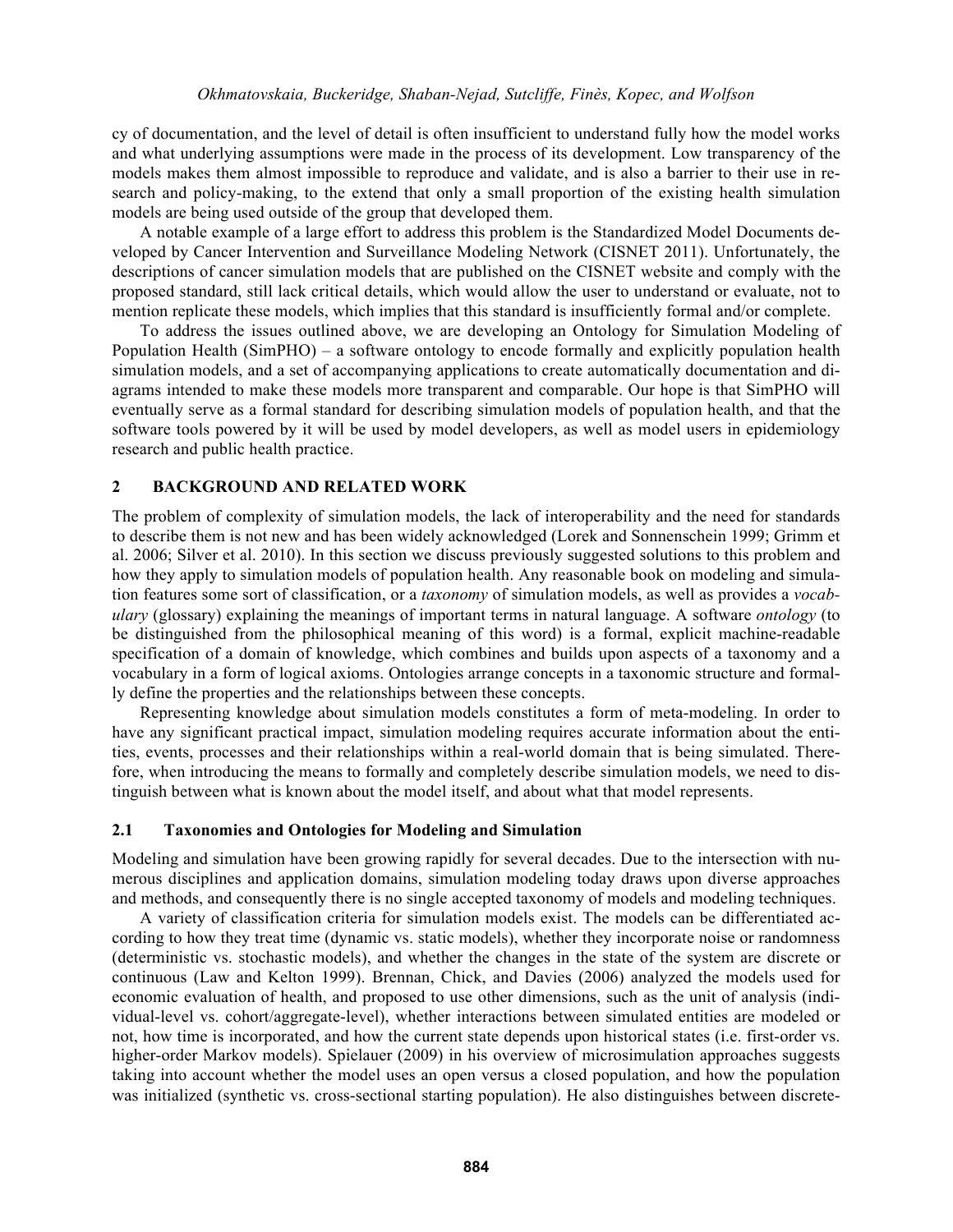cy of documentation, and the level of detail is often insufficient to understand fully how the model works and what underlying assumptions were made in the process of its development. Low transparency of the models makes them almost impossible to reproduce and validate, and is also a barrier to their use in research and policy-making, to the extend that only a small proportion of the existing health simulation models are being used outside of the group that developed them.

A notable example of a large effort to address this problem is the Standardized Model Documents developed by Cancer Intervention and Surveillance Modeling Network (CISNET 2011). Unfortunately, the descriptions of cancer simulation models that are published on the CISNET website and comply with the proposed standard, still lack critical details, which would allow the user to understand or evaluate, not to mention replicate these models, which implies that this standard is insufficiently formal and/or complete.

To address the issues outlined above, we are developing an Ontology for Simulation Modeling of Population Health (SimPHO) – a software ontology to encode formally and explicitly population health simulation models, and a set of accompanying applications to create automatically documentation and diagrams intended to make these models more transparent and comparable. Our hope is that SimPHO will eventually serve as a formal standard for describing simulation models of population health, and that the software tools powered by it will be used by model developers, as well as model users in epidemiology research and public health practice.

## 2 BACKGROUND AND RELATED WORK

The problem of complexity of simulation models, the lack of interoperability and the need for standards to describe them is not new and has been widely acknowledged (Lorek and Sonnenschein 1999; Grimm et al. 2006; Silver et al. 2010). In this section we discuss previously suggested solutions to this problem and how they apply to simulation models of population health. Any reasonable book on modeling and simulation features some sort of classification, or a *taxonomy* of simulation models, as well as provides a *vocabulary* (glossary) explaining the meanings of important terms in natural language. A software *ontology* (to be distinguished from the philosophical meaning of this word) is a formal, explicit machine-readable specification of a domain of knowledge, which combines and builds upon aspects of a taxonomy and a vocabulary in a form of logical axioms. Ontologies arrange concepts in a taxonomic structure and formally define the properties and the relationships between these concepts.

Representing knowledge about simulation models constitutes a form of meta-modeling. In order to have any significant practical impact, simulation modeling requires accurate information about the entities, events, processes and their relationships within a real-world domain that is being simulated. Therefore, when introducing the means to formally and completely describe simulation models, we need to distinguish between what is known about the model itself, and about what that model represents.

### 2.1 Taxonomies and Ontologies for Modeling and Simulation

Modeling and simulation have been growing rapidly for several decades. Due to the intersection with numerous disciplines and application domains, simulation modeling today draws upon diverse approaches and methods, and consequently there is no single accepted taxonomy of models and modeling techniques.

A variety of classification criteria for simulation models exist. The models can be differentiated according to how they treat time (dynamic vs. static models), whether they incorporate noise or randomness (deterministic vs. stochastic models), and whether the changes in the state of the system are discrete or continuous (Law and Kelton 1999). Brennan, Chick, and Davies (2006) analyzed the models used for economic evaluation of health, and proposed to use other dimensions, such as the unit of analysis (individual-level vs. cohort/aggregate-level), whether interactions between simulated entities are modeled or not, how time is incorporated, and how the current state depends upon historical states (i.e. first-order vs. higher-order Markov models). Spielauer (2009) in his overview of microsimulation approaches suggests taking into account whether the model uses an open versus a closed population, and how the population was initialized (synthetic vs. cross-sectional starting population). He also distinguishes between discrete-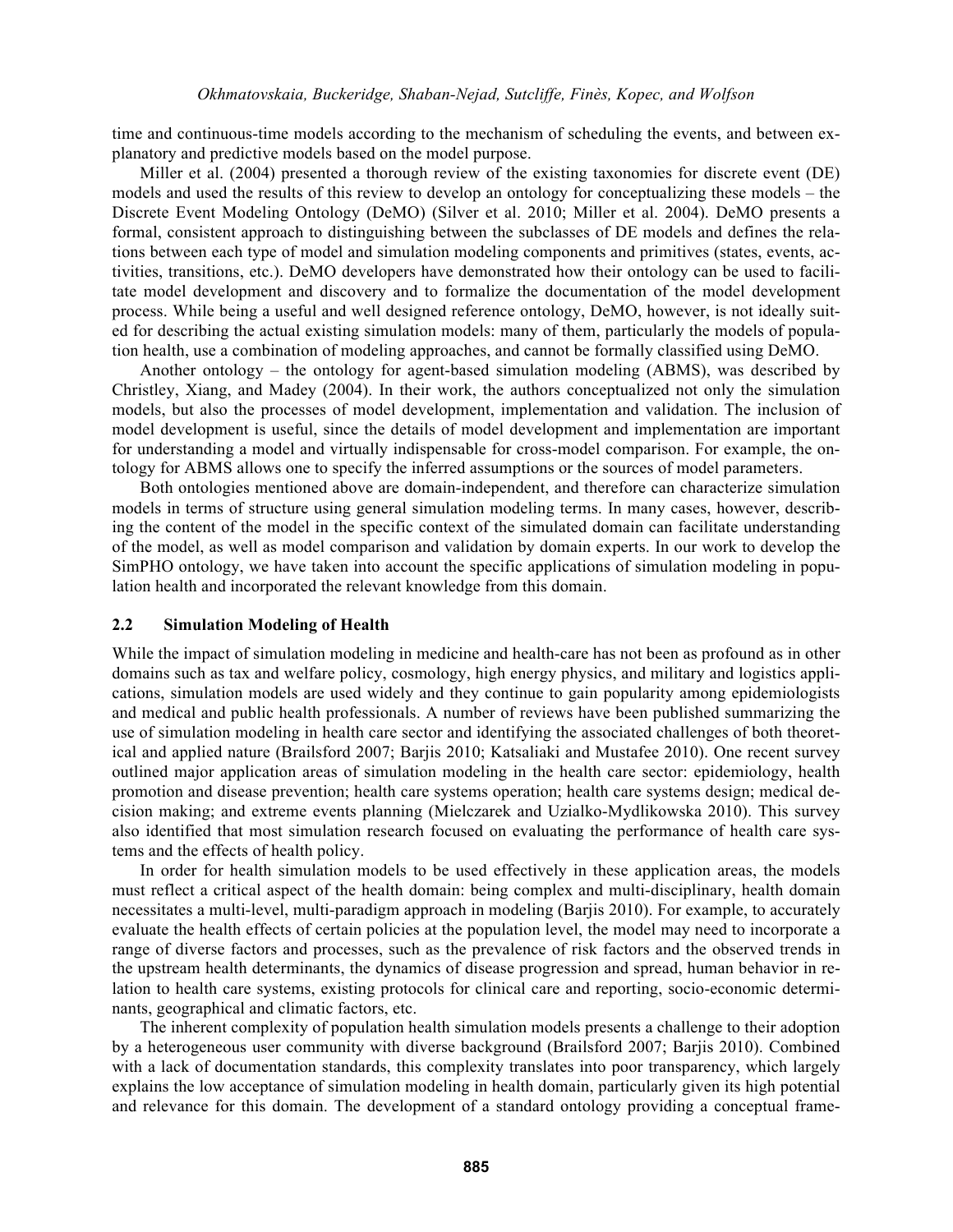time and continuous-time models according to the mechanism of scheduling the events, and between explanatory and predictive models based on the model purpose.

Miller et al. (2004) presented a thorough review of the existing taxonomies for discrete event (DE) models and used the results of this review to develop an ontology for conceptualizing these models – the Discrete Event Modeling Ontology (DeMO) (Silver et al. 2010; Miller et al. 2004). DeMO presents a formal, consistent approach to distinguishing between the subclasses of DE models and defines the relations between each type of model and simulation modeling components and primitives (states, events, activities, transitions, etc.). DeMO developers have demonstrated how their ontology can be used to facilitate model development and discovery and to formalize the documentation of the model development process. While being a useful and well designed reference ontology, DeMO, however, is not ideally suited for describing the actual existing simulation models: many of them, particularly the models of population health, use a combination of modeling approaches, and cannot be formally classified using DeMO.

Another ontology – the ontology for agent-based simulation modeling (ABMS), was described by Christley, Xiang, and Madey (2004). In their work, the authors conceptualized not only the simulation models, but also the processes of model development, implementation and validation. The inclusion of model development is useful, since the details of model development and implementation are important for understanding a model and virtually indispensable for cross-model comparison. For example, the ontology for ABMS allows one to specify the inferred assumptions or the sources of model parameters.

Both ontologies mentioned above are domain-independent, and therefore can characterize simulation models in terms of structure using general simulation modeling terms. In many cases, however, describing the content of the model in the specific context of the simulated domain can facilitate understanding of the model, as well as model comparison and validation by domain experts. In our work to develop the SimPHO ontology, we have taken into account the specific applications of simulation modeling in population health and incorporated the relevant knowledge from this domain.

## 2.2 Simulation Modeling of Health

While the impact of simulation modeling in medicine and health-care has not been as profound as in other domains such as tax and welfare policy, cosmology, high energy physics, and military and logistics applications, simulation models are used widely and they continue to gain popularity among epidemiologists and medical and public health professionals. A number of reviews have been published summarizing the use of simulation modeling in health care sector and identifying the associated challenges of both theoretical and applied nature (Brailsford 2007; Barjis 2010; Katsaliaki and Mustafee 2010). One recent survey outlined major application areas of simulation modeling in the health care sector: epidemiology, health promotion and disease prevention; health care systems operation; health care systems design; medical decision making; and extreme events planning (Mielczarek and Uzialko-Mydlikowska 2010). This survey also identified that most simulation research focused on evaluating the performance of health care systems and the effects of health policy.

In order for health simulation models to be used effectively in these application areas, the models must reflect a critical aspect of the health domain: being complex and multi-disciplinary, health domain necessitates a multi-level, multi-paradigm approach in modeling (Barjis 2010). For example, to accurately evaluate the health effects of certain policies at the population level, the model may need to incorporate a range of diverse factors and processes, such as the prevalence of risk factors and the observed trends in the upstream health determinants, the dynamics of disease progression and spread, human behavior in relation to health care systems, existing protocols for clinical care and reporting, socio-economic determinants, geographical and climatic factors, etc.

The inherent complexity of population health simulation models presents a challenge to their adoption by a heterogeneous user community with diverse background (Brailsford 2007; Barjis 2010). Combined with a lack of documentation standards, this complexity translates into poor transparency, which largely explains the low acceptance of simulation modeling in health domain, particularly given its high potential and relevance for this domain. The development of a standard ontology providing a conceptual frame-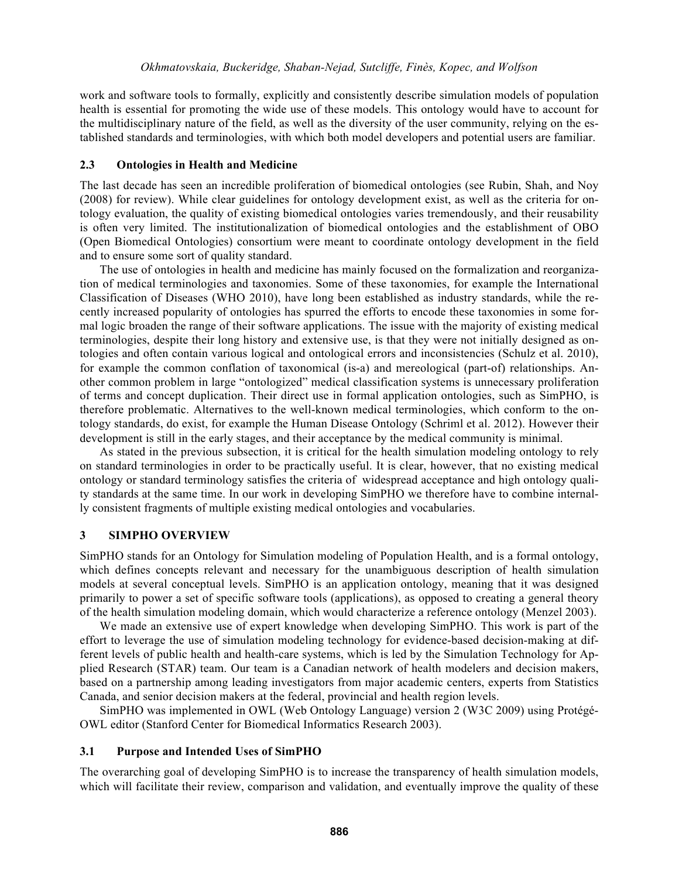work and software tools to formally, explicitly and consistently describe simulation models of population health is essential for promoting the wide use of these models. This ontology would have to account for the multidisciplinary nature of the field, as well as the diversity of the user community, relying on the established standards and terminologies, with which both model developers and potential users are familiar.

## 2.3 Ontologies in Health and Medicine

The last decade has seen an incredible proliferation of biomedical ontologies (see Rubin, Shah, and Noy (2008) for review). While clear guidelines for ontology development exist, as well as the criteria for ontology evaluation, the quality of existing biomedical ontologies varies tremendously, and their reusability is often very limited. The institutionalization of biomedical ontologies and the establishment of OBO (Open Biomedical Ontologies) consortium were meant to coordinate ontology development in the field and to ensure some sort of quality standard.

The use of ontologies in health and medicine has mainly focused on the formalization and reorganization of medical terminologies and taxonomies. Some of these taxonomies, for example the International Classification of Diseases (WHO 2010), have long been established as industry standards, while the recently increased popularity of ontologies has spurred the efforts to encode these taxonomies in some formal logic broaden the range of their software applications. The issue with the majority of existing medical terminologies, despite their long history and extensive use, is that they were not initially designed as ontologies and often contain various logical and ontological errors and inconsistencies (Schulz et al. 2010), for example the common conflation of taxonomical (is-a) and mereological (part-of) relationships. Another common problem in large "ontologized" medical classification systems is unnecessary proliferation of terms and concept duplication. Their direct use in formal application ontologies, such as SimPHO, is therefore problematic. Alternatives to the well-known medical terminologies, which conform to the ontology standards, do exist, for example the Human Disease Ontology (Schriml et al. 2012). However their development is still in the early stages, and their acceptance by the medical community is minimal.

As stated in the previous subsection, it is critical for the health simulation modeling ontology to rely on standard terminologies in order to be practically useful. It is clear, however, that no existing medical ontology or standard terminology satisfies the criteria of widespread acceptance and high ontology quality standards at the same time. In our work in developing SimPHO we therefore have to combine internally consistent fragments of multiple existing medical ontologies and vocabularies.

# 3 SIMPHO OVERVIEW

SimPHO stands for an Ontology for Simulation modeling of Population Health, and is a formal ontology, which defines concepts relevant and necessary for the unambiguous description of health simulation models at several conceptual levels. SimPHO is an application ontology, meaning that it was designed primarily to power a set of specific software tools (applications), as opposed to creating a general theory of the health simulation modeling domain, which would characterize a reference ontology (Menzel 2003).

We made an extensive use of expert knowledge when developing SimPHO. This work is part of the effort to leverage the use of simulation modeling technology for evidence-based decision-making at different levels of public health and health-care systems, which is led by the Simulation Technology for Applied Research (STAR) team. Our team is a Canadian network of health modelers and decision makers, based on a partnership among leading investigators from major academic centers, experts from Statistics Canada, and senior decision makers at the federal, provincial and health region levels.

SimPHO was implemented in OWL (Web Ontology Language) version 2 (W3C 2009) using Protégé-OWL editor (Stanford Center for Biomedical Informatics Research 2003).

## 3.1 Purpose and Intended Uses of SimPHO

The overarching goal of developing SimPHO is to increase the transparency of health simulation models, which will facilitate their review, comparison and validation, and eventually improve the quality of these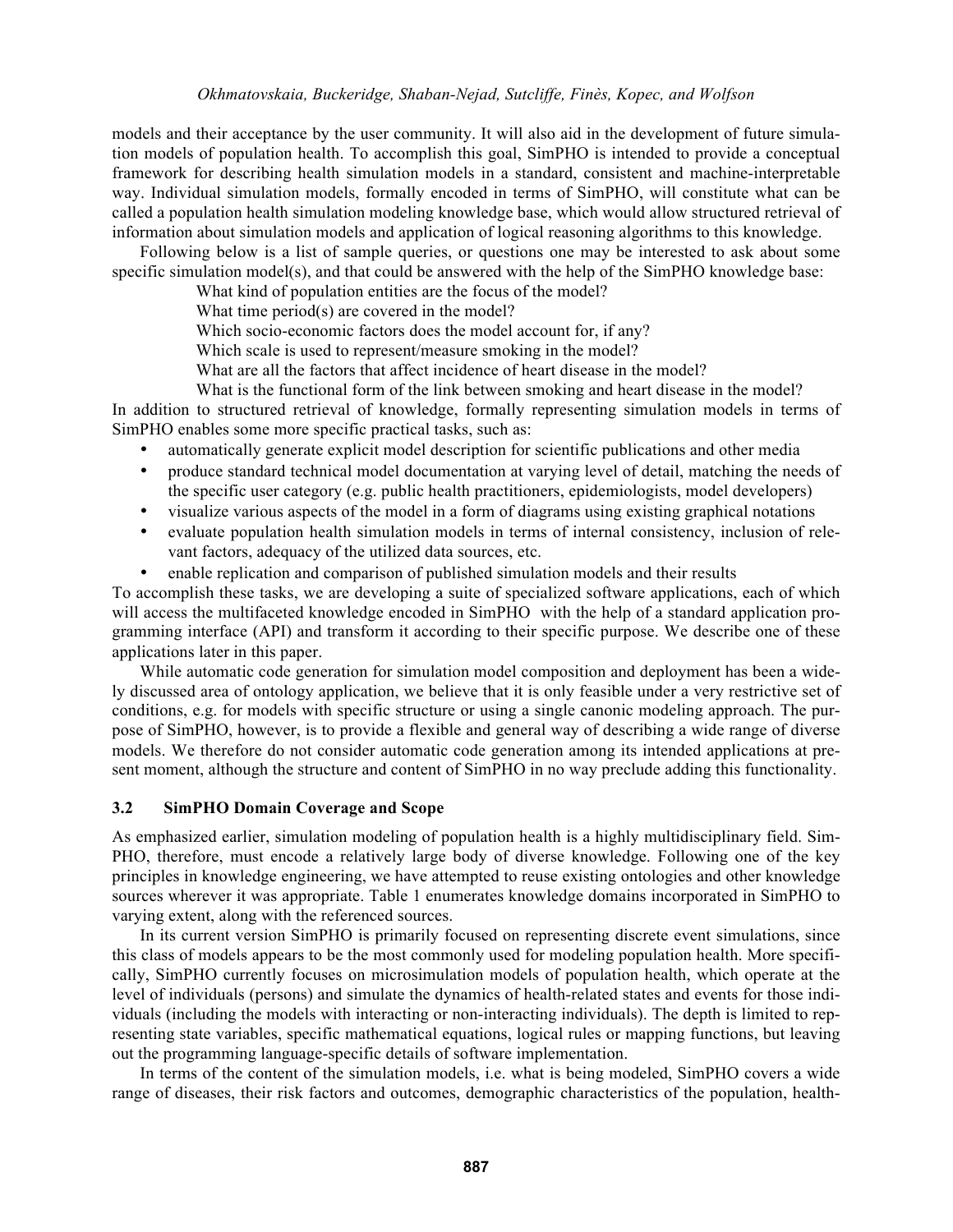models and their acceptance by the user community. It will also aid in the development of future simulation models of population health. To accomplish this goal, SimPHO is intended to provide a conceptual framework for describing health simulation models in a standard, consistent and machine-interpretable way. Individual simulation models, formally encoded in terms of SimPHO, will constitute what can be called a population health simulation modeling knowledge base, which would allow structured retrieval of information about simulation models and application of logical reasoning algorithms to this knowledge.

Following below is a list of sample queries, or questions one may be interested to ask about some specific simulation model(s), and that could be answered with the help of the SimPHO knowledge base:

What kind of population entities are the focus of the model?
What time period(s) are covered in the model?
Which socio-economic factors does the model account for, if any?
Which scale is used to represent/measure smoking in the model?
What are all the factors that affect incidence of heart disease in the model?
What is the functional form of the link between smoking and heart disease in the model?

In addition to structured retrieval of knowledge, formally representing simulation models in terms of SimPHO enables some more specific practical tasks, such as:

- automatically generate explicit model description for scientific publications and other media
- produce standard technical model documentation at varying level of detail, matching the needs of the specific user category (e.g. public health practitioners, epidemiologists, model developers)
- visualize various aspects of the model in a form of diagrams using existing graphical notations
- evaluate population health simulation models in terms of internal consistency, inclusion of relevant factors, adequacy of the utilized data sources, etc.
- enable replication and comparison of published simulation models and their results

To accomplish these tasks, we are developing a suite of specialized software applications, each of which will access the multifaceted knowledge encoded in SimPHO with the help of a standard application programming interface (API) and transform it according to their specific purpose. We describe one of these applications later in this paper.

While automatic code generation for simulation model composition and deployment has been a widely discussed area of ontology application, we believe that it is only feasible under a very restrictive set of conditions, e.g. for models with specific structure or using a single canonic modeling approach. The purpose of SimPHO, however, is to provide a flexible and general way of describing a wide range of diverse models. We therefore do not consider automatic code generation among its intended applications at present moment, although the structure and content of SimPHO in no way preclude adding this functionality.

### 3.2 SimPHO Domain Coverage and Scope

As emphasized earlier, simulation modeling of population health is a highly multidisciplinary field. SimPHO, therefore, must encode a relatively large body of diverse knowledge. Following one of the key principles in knowledge engineering, we have attempted to reuse existing ontologies and other knowledge sources wherever it was appropriate. Table 1 enumerates knowledge domains incorporated in SimPHO to varying extent, along with the referenced sources.

In its current version SimPHO is primarily focused on representing discrete event simulations, since this class of models appears to be the most commonly used for modeling population health. More specifically, SimPHO currently focuses on microsimulation models of population health, which operate at the level of individuals (persons) and simulate the dynamics of health-related states and events for those individuals (including the models with interacting or non-interacting individuals). The depth is limited to representing state variables, specific mathematical equations, logical rules or mapping functions, but leaving out the programming language-specific details of software implementation.

In terms of the content of the simulation models, i.e. what is being modeled, SimPHO covers a wide range of diseases, their risk factors and outcomes, demographic characteristics of the population, health-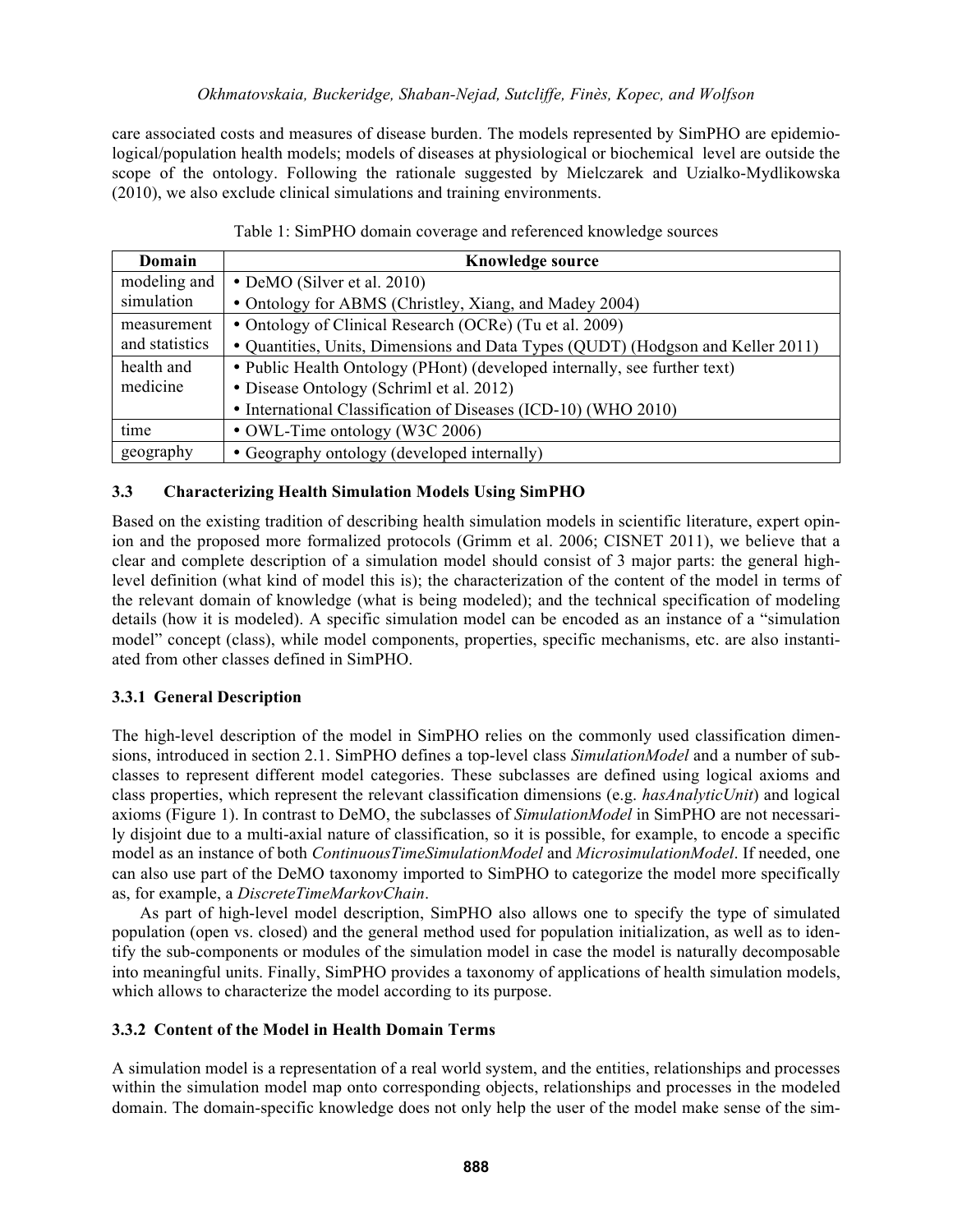care associated costs and measures of disease burden. The models represented by SimPHO are epidemiological/population health models; models of diseases at physiological or biochemical level are outside the scope of the ontology. Following the rationale suggested by Mielczarek and Uzialko-Mydlikowska (2010), we also exclude clinical simulations and training environments.

Table 1: SimPHO domain coverage and referenced knowledge sources

| Domain | Knowledge source |
|---|---|
| modeling and simulation | • DeMO (Silver et al. 2010)<br>• Ontology for ABMS (Christley, Xiang, and Madey 2004) |
| measurement and statistics | • Ontology of Clinical Research (OCRe) (Tu et al. 2009)<br>• Quantities, Units, Dimensions and Data Types (QUDT) (Hodgson and Keller 2011) |
| health and medicine | • Public Health Ontology (PHont) (developed internally, see further text)<br>• Disease Ontology (Schriml et al. 2012)<br>• International Classification of Diseases (ICD-10) (WHO 2010) |
| time | • OWL-Time ontology (W3C 2006) |
| geography | • Geography ontology (developed internally) |

### 3.3 Characterizing Health Simulation Models Using SimPHO

Based on the existing tradition of describing health simulation models in scientific literature, expert opinion and the proposed more formalized protocols (Grimm et al. 2006; CISNET 2011), we believe that a clear and complete description of a simulation model should consist of 3 major parts: the general high-level definition (what kind of model this is); the characterization of the content of the model in terms of the relevant domain of knowledge (what is being modeled); and the technical specification of modeling details (how it is modeled). A specific simulation model can be encoded as an instance of a "simulation model" concept (class), while model components, properties, specific mechanisms, etc. are also instantiated from other classes defined in SimPHO.

#### 3.3.1 General Description

The high-level description of the model in SimPHO relies on the commonly used classification dimensions, introduced in section 2.1. SimPHO defines a top-level class *SimulationModel* and a number of subclasses to represent different model categories. These subclasses are defined using logical axioms and class properties, which represent the relevant classification dimensions (e.g. *hasAnalyticUnit*) and logical axioms (Figure 1). In contrast to DeMO, the subclasses of *SimulationModel* in SimPHO are not necessarily disjoint due to a multi-axial nature of classification, so it is possible, for example, to encode a specific model as an instance of both *ContinuousTimeSimulationModel* and *MicrosimulationModel*. If needed, one can also use part of the DeMO taxonomy imported to SimPHO to categorize the model more specifically as, for example, a *DiscreteTimeMarkovChain*.

As part of high-level model description, SimPHO also allows one to specify the type of simulated population (open vs. closed) and the general method used for population initialization, as well as to identify the sub-components or modules of the simulation model in case the model is naturally decomposable into meaningful units. Finally, SimPHO provides a taxonomy of applications of health simulation models, which allows to characterize the model according to its purpose.

#### 3.3.2 Content of the Model in Health Domain Terms

A simulation model is a representation of a real world system, and the entities, relationships and processes within the simulation model map onto corresponding objects, relationships and processes in the modeled domain. The domain-specific knowledge does not only help the user of the model make sense of the sim-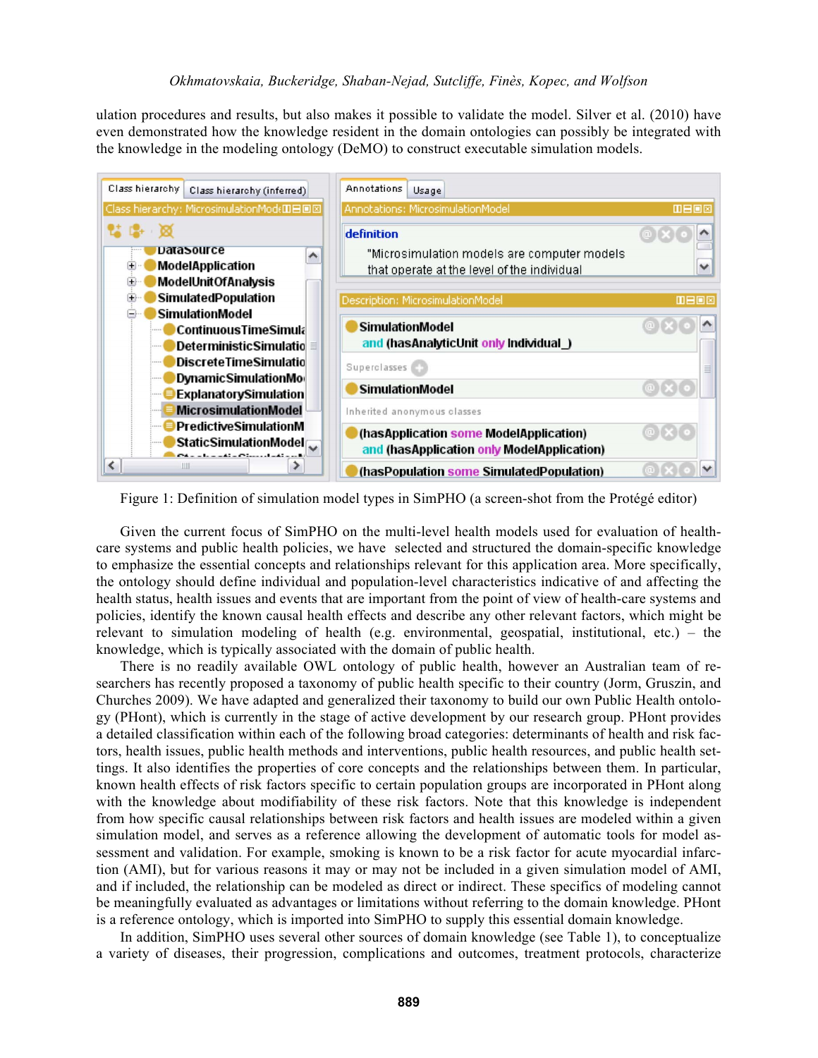ulation procedures and results, but also makes it possible to validate the model. Silver et al. (2010) have even demonstrated how the knowledge resident in the domain ontologies can possibly be integrated with the knowledge in the modeling ontology (DeMO) to construct executable simulation models.

Figure 1: Definition of simulation model types in SimPHO (a screen-shot from the Protégé editor)

Given the current focus of SimPHO on the multi-level health models used for evaluation of health-care systems and public health policies, we have selected and structured the domain-specific knowledge to emphasize the essential concepts and relationships relevant for this application area. More specifically, the ontology should define individual and population-level characteristics indicative of and affecting the health status, health issues and events that are important from the point of view of health-care systems and policies, identify the known causal health effects and describe any other relevant factors, which might be relevant to simulation modeling of health (e.g. environmental, geospatial, institutional, etc.) – the knowledge, which is typically associated with the domain of public health.

There is no readily available OWL ontology of public health, however an Australian team of researchers has recently proposed a taxonomy of public health specific to their country (Jorm, Gruszin, and Churches 2009). We have adapted and generalized their taxonomy to build our own Public Health ontology (PHont), which is currently in the stage of active development by our research group. PHont provides a detailed classification within each of the following broad categories: determinants of health and risk factors, health issues, public health methods and interventions, public health resources, and public health settings. It also identifies the properties of core concepts and the relationships between them. In particular, known health effects of risk factors specific to certain population groups are incorporated in PHont along with the knowledge about modifiability of these risk factors. Note that this knowledge is independent from how specific causal relationships between risk factors and health issues are modeled within a given simulation model, and serves as a reference allowing the development of automatic tools for model assessment and validation. For example, smoking is known to be a risk factor for acute myocardial infarction (AMI), but for various reasons it may or may not be included in a given simulation model of AMI, and if included, the relationship can be modeled as direct or indirect. These specifics of modeling cannot be meaningfully evaluated as advantages or limitations without referring to the domain knowledge. PHont is a reference ontology, which is imported into SimPHO to supply this essential domain knowledge.

In addition, SimPHO uses several other sources of domain knowledge (see Table 1), to conceptualize a variety of diseases, their progression, complications and outcomes, treatment protocols, characterize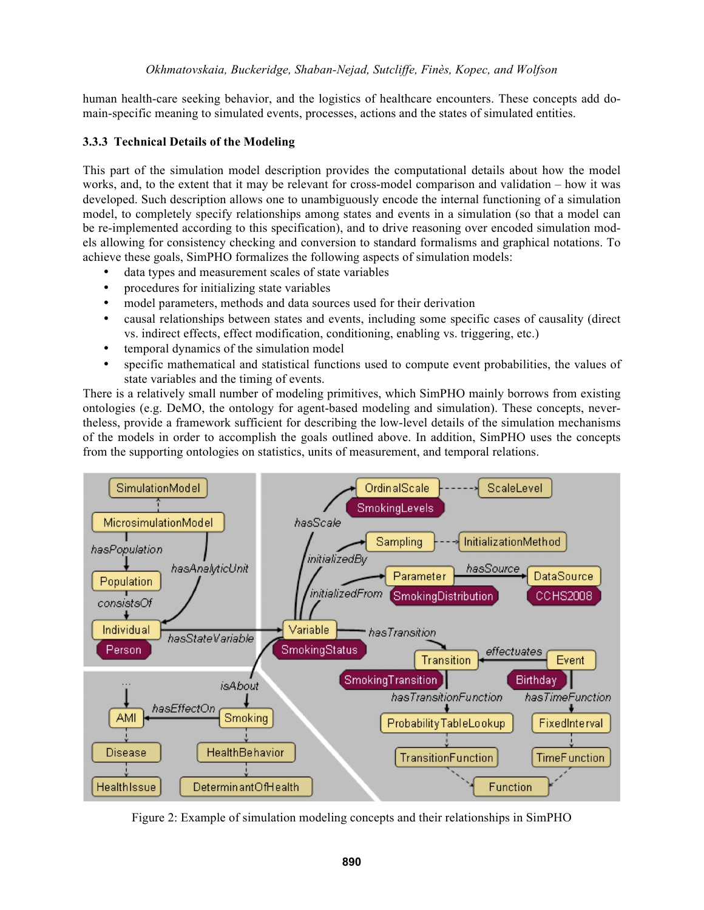human health-care seeking behavior, and the logistics of healthcare encounters. These concepts add domain-specific meaning to simulated events, processes, actions and the states of simulated entities.

### 3.3.3 Technical Details of the Modeling

This part of the simulation model description provides the computational details about how the model works, and, to the extent that it may be relevant for cross-model comparison and validation – how it was developed. Such description allows one to unambiguously encode the internal functioning of a simulation model, to completely specify relationships among states and events in a simulation (so that a model can be re-implemented according to this specification), and to drive reasoning over encoded simulation models allowing for consistency checking and conversion to standard formalisms and graphical notations. To achieve these goals, SimPHO formalizes the following aspects of simulation models:

- data types and measurement scales of state variables
- procedures for initializing state variables
- model parameters, methods and data sources used for their derivation
- causal relationships between states and events, including some specific cases of causality (direct vs. indirect effects, effect modification, conditioning, enabling vs. triggering, etc.)
- temporal dynamics of the simulation model
- specific mathematical and statistical functions used to compute event probabilities, the values of state variables and the timing of events.

There is a relatively small number of modeling primitives, which SimPHO mainly borrows from existing ontologies (e.g. DeMO, the ontology for agent-based modeling and simulation). These concepts, nevertheless, provide a framework sufficient for describing the low-level details of the simulation mechanisms of the models in order to accomplish the goals outlined above. In addition, SimPHO uses the concepts from the supporting ontologies on statistics, units of measurement, and temporal relations.

Figure 2: Example of simulation modeling concepts and their relationships in SimPHO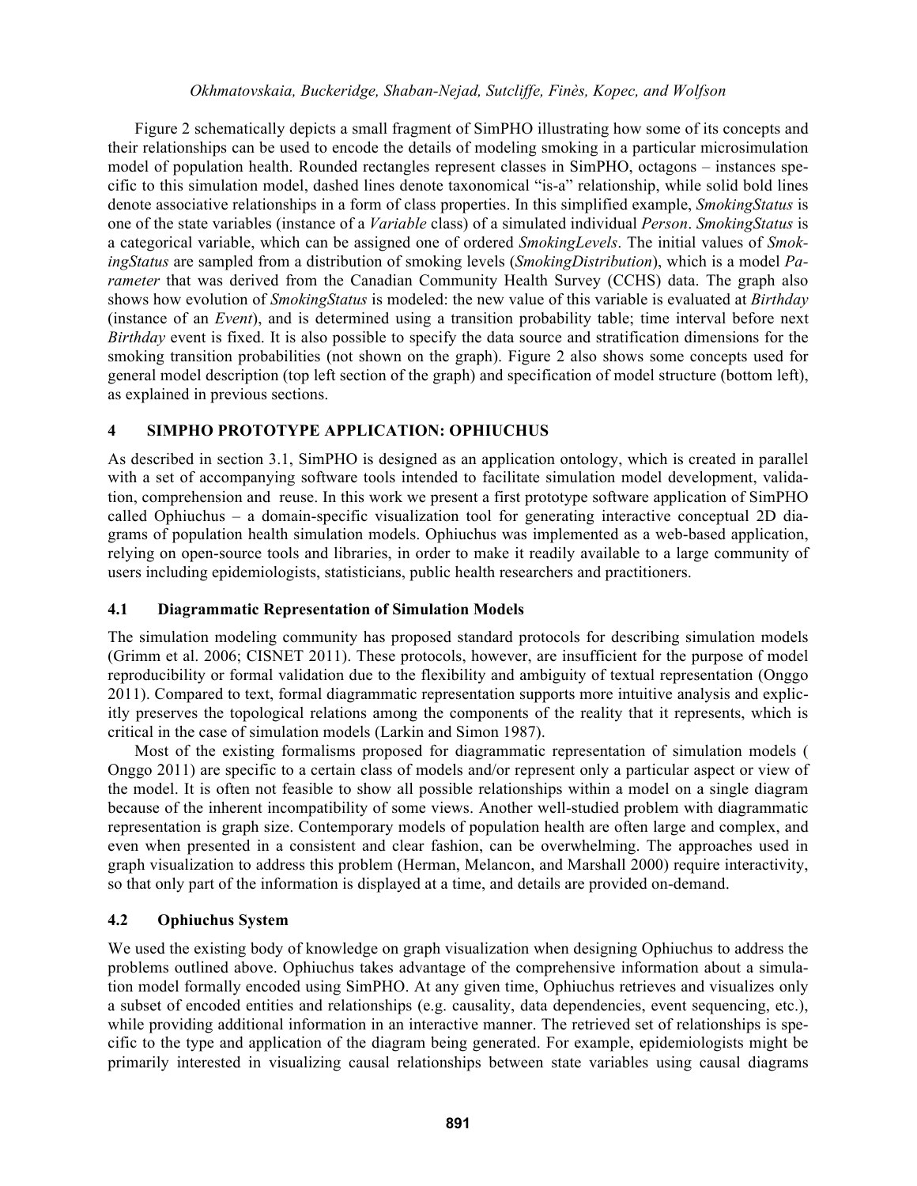Figure 2 schematically depicts a small fragment of SimPHO illustrating how some of its concepts and their relationships can be used to encode the details of modeling smoking in a particular microsimulation model of population health. Rounded rectangles represent classes in SimPHO, octagons – instances specific to this simulation model, dashed lines denote taxonomical "is-a" relationship, while solid bold lines denote associative relationships in a form of class properties. In this simplified example, *SmokingStatus* is one of the state variables (instance of a *Variable* class) of a simulated individual *Person*. *SmokingStatus* is a categorical variable, which can be assigned one of ordered *SmokingLevels*. The initial values of *SmokingStatus* are sampled from a distribution of smoking levels (*SmokingDistribution*), which is a model *Parameter* that was derived from the Canadian Community Health Survey (CCHS) data. The graph also shows how evolution of *SmokingStatus* is modeled: the new value of this variable is evaluated at *Birthday* (instance of an *Event*), and is determined using a transition probability table; time interval before next *Birthday* event is fixed. It is also possible to specify the data source and stratification dimensions for the smoking transition probabilities (not shown on the graph). Figure 2 also shows some concepts used for general model description (top left section of the graph) and specification of model structure (bottom left), as explained in previous sections.

## 4 SIMPHO PROTOTYPE APPLICATION: OPHIUCHUS

As described in section 3.1, SimPHO is designed as an application ontology, which is created in parallel with a set of accompanying software tools intended to facilitate simulation model development, validation, comprehension and reuse. In this work we present a first prototype software application of SimPHO called Ophiuchus – a domain-specific visualization tool for generating interactive conceptual 2D diagrams of population health simulation models. Ophiuchus was implemented as a web-based application, relying on open-source tools and libraries, in order to make it readily available to a large community of users including epidemiologists, statisticians, public health researchers and practitioners.

### 4.1 Diagrammatic Representation of Simulation Models

The simulation modeling community has proposed standard protocols for describing simulation models (Grimm et al. 2006; CISNET 2011). These protocols, however, are insufficient for the purpose of model reproducibility or formal validation due to the flexibility and ambiguity of textual representation (Onggo 2011). Compared to text, formal diagrammatic representation supports more intuitive analysis and explicitly preserves the topological relations among the components of the reality that it represents, which is critical in the case of simulation models (Larkin and Simon 1987).

Most of the existing formalisms proposed for diagrammatic representation of simulation models ( Onggo 2011) are specific to a certain class of models and/or represent only a particular aspect or view of the model. It is often not feasible to show all possible relationships within a model on a single diagram because of the inherent incompatibility of some views. Another well-studied problem with diagrammatic representation is graph size. Contemporary models of population health are often large and complex, and even when presented in a consistent and clear fashion, can be overwhelming. The approaches used in graph visualization to address this problem (Herman, Melancon, and Marshall 2000) require interactivity, so that only part of the information is displayed at a time, and details are provided on-demand.

### 4.2 Ophiuchus System

We used the existing body of knowledge on graph visualization when designing Ophiuchus to address the problems outlined above. Ophiuchus takes advantage of the comprehensive information about a simulation model formally encoded using SimPHO. At any given time, Ophiuchus retrieves and visualizes only a subset of encoded entities and relationships (e.g. causality, data dependencies, event sequencing, etc.), while providing additional information in an interactive manner. The retrieved set of relationships is specific to the type and application of the diagram being generated. For example, epidemiologists might be primarily interested in visualizing causal relationships between state variables using causal diagrams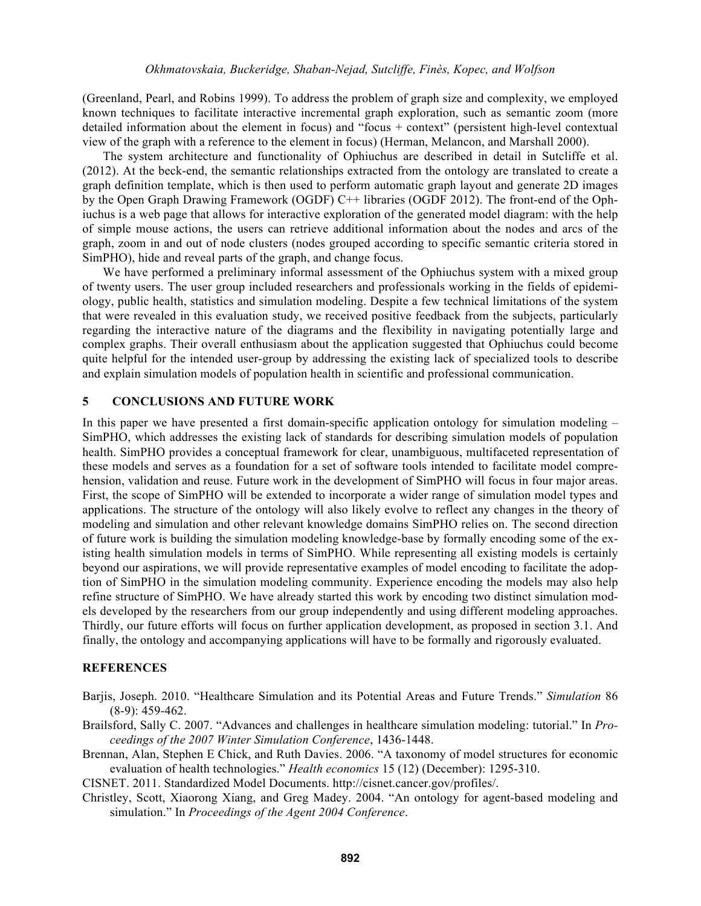(Greenland, Pearl, and Robins 1999). To address the problem of graph size and complexity, we employed known techniques to facilitate interactive incremental graph exploration, such as semantic zoom (more detailed information about the element in focus) and "focus + context" (persistent high-level contextual view of the graph with a reference to the element in focus) (Herman, Melancon, and Marshall 2000).

The system architecture and functionality of Ophiuchus are described in detail in Sutcliffe et al. (2012). At the beck-end, the semantic relationships extracted from the ontology are translated to create a graph definition template, which is then used to perform automatic graph layout and generate 2D images by the Open Graph Drawing Framework (OGDF) C++ libraries (OGDF 2012). The front-end of the Ophiuchus is a web page that allows for interactive exploration of the generated model diagram: with the help of simple mouse actions, the users can retrieve additional information about the nodes and arcs of the graph, zoom in and out of node clusters (nodes grouped according to specific semantic criteria stored in SimPHO), hide and reveal parts of the graph, and change focus.

We have performed a preliminary informal assessment of the Ophiuchus system with a mixed group of twenty users. The user group included researchers and professionals working in the fields of epidemiology, public health, statistics and simulation modeling. Despite a few technical limitations of the system that were revealed in this evaluation study, we received positive feedback from the subjects, particularly regarding the interactive nature of the diagrams and the flexibility in navigating potentially large and complex graphs. Their overall enthusiasm about the application suggested that Ophiuchus could become quite helpful for the intended user-group by addressing the existing lack of specialized tools to describe and explain simulation models of population health in scientific and professional communication.

## 5 CONCLUSIONS AND FUTURE WORK

In this paper we have presented a first domain-specific application ontology for simulation modeling – SimPHO, which addresses the existing lack of standards for describing simulation models of population health. SimPHO provides a conceptual framework for clear, unambiguous, multifaceted representation of these models and serves as a foundation for a set of software tools intended to facilitate model comprehension, validation and reuse. Future work in the development of SimPHO will focus in four major areas. First, the scope of SimPHO will be extended to incorporate a wider range of simulation model types and applications. The structure of the ontology will also likely evolve to reflect any changes in the theory of modeling and simulation and other relevant knowledge domains SimPHO relies on. The second direction of future work is building the simulation modeling knowledge-base by formally encoding some of the existing health simulation models in terms of SimPHO. While representing all existing models is certainly beyond our aspirations, we will provide representative examples of model encoding to facilitate the adoption of SimPHO in the simulation modeling community. Experience encoding the models may also help refine structure of SimPHO. We have already started this work by encoding two distinct simulation models developed by the researchers from our group independently and using different modeling approaches. Thirdly, our future efforts will focus on further application development, as proposed in section 3.1. And finally, the ontology and accompanying applications will have to be formally and rigorously evaluated.

## REFERENCES

Barjis, Joseph. 2010. "Healthcare Simulation and its Potential Areas and Future Trends." *Simulation* 86 (8-9): 459-462.

Brailsford, Sally C. 2007. "Advances and challenges in healthcare simulation modeling: tutorial." In *Proceedings of the 2007 Winter Simulation Conference*, 1436-1448.

Brennan, Alan, Stephen E Chick, and Ruth Davies. 2006. "A taxonomy of model structures for economic evaluation of health technologies." *Health economics* 15 (12) (December): 1295-310.

CISNET. 2011. Standardized Model Documents. http://cisnet.cancer.gov/profiles/.

Christley, Scott, Xiaorong Xiang, and Greg Madey. 2004. "An ontology for agent-based modeling and simulation." In *Proceedings of the Agent 2004 Conference*.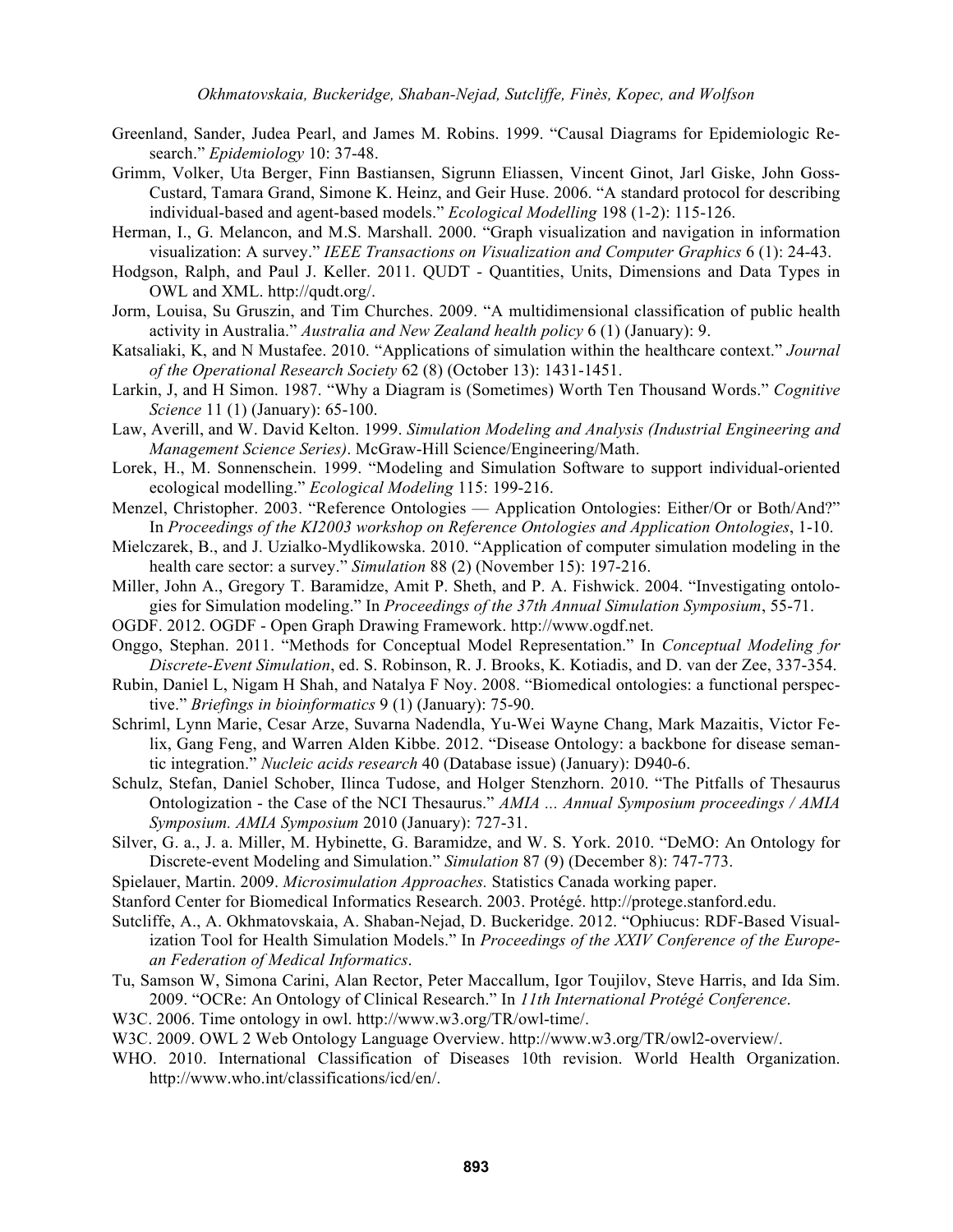Greenland, Sander, Judea Pearl, and James M. Robins. 1999. "Causal Diagrams for Epidemiologic Research." *Epidemiology* 10: 37-48.

Grimm, Volker, Uta Berger, Finn Bastiansen, Sigrunn Eliassen, Vincent Ginot, Jarl Giske, John Goss-Custard, Tamara Grand, Simone K. Heinz, and Geir Huse. 2006. "A standard protocol for describing individual-based and agent-based models." *Ecological Modelling* 198 (1-2): 115-126.

Herman, I., G. Melancon, and M.S. Marshall. 2000. "Graph visualization and navigation in information visualization: A survey." *IEEE Transactions on Visualization and Computer Graphics* 6 (1): 24-43.

Hodgson, Ralph, and Paul J. Keller. 2011. QUDT - Quantities, Units, Dimensions and Data Types in OWL and XML. http://qudt.org/.

Jorm, Louisa, Su Gruszin, and Tim Churches. 2009. "A multidimensional classification of public health activity in Australia." *Australia and New Zealand health policy* 6 (1) (January): 9.

Katsaliaki, K, and N Mustafee. 2010. "Applications of simulation within the healthcare context." *Journal of the Operational Research Society* 62 (8) (October 13): 1431-1451.

Larkin, J, and H Simon. 1987. "Why a Diagram is (Sometimes) Worth Ten Thousand Words." *Cognitive Science* 11 (1) (January): 65-100.

Law, Averill, and W. David Kelton. 1999. *Simulation Modeling and Analysis (Industrial Engineering and Management Science Series)*. McGraw-Hill Science/Engineering/Math.

Lorek, H., M. Sonnenschein. 1999. "Modeling and Simulation Software to support individual-oriented ecological modelling." *Ecological Modeling* 115: 199-216.

Menzel, Christopher. 2003. "Reference Ontologies — Application Ontologies: Either/Or or Both/And?" In *Proceedings of the KI2003 workshop on Reference Ontologies and Application Ontologies*, 1-10.

Mielczarek, B., and J. Uzialko-Mydlikowska. 2010. "Application of computer simulation modeling in the health care sector: a survey." *Simulation* 88 (2) (November 15): 197-216.

Miller, John A., Gregory T. Baramidze, Amit P. Sheth, and P. A. Fishwick. 2004. "Investigating ontologies for Simulation modeling." In *Proceedings of the 37th Annual Simulation Symposium*, 55-71.

OGDF. 2012. OGDF - Open Graph Drawing Framework. http://www.ogdf.net.

Onggo, Stephan. 2011. "Methods for Conceptual Model Representation." In *Conceptual Modeling for Discrete-Event Simulation*, ed. S. Robinson, R. J. Brooks, K. Kotiadis, and D. van der Zee, 337-354.

Rubin, Daniel L, Nigam H Shah, and Natalya F Noy. 2008. "Biomedical ontologies: a functional perspective." *Briefings in bioinformatics* 9 (1) (January): 75-90.

Schriml, Lynn Marie, Cesar Arze, Suvarna Nadendla, Yu-Wei Wayne Chang, Mark Mazaitis, Victor Felix, Gang Feng, and Warren Alden Kibbe. 2012. "Disease Ontology: a backbone for disease semantic integration." *Nucleic acids research* 40 (Database issue) (January): D940-6.

Schulz, Stefan, Daniel Schober, Ilinca Tudose, and Holger Stenzhorn. 2010. "The Pitfalls of Thesaurus Ontologization - the Case of the NCI Thesaurus." *AMIA ... Annual Symposium proceedings / AMIA Symposium. AMIA Symposium* 2010 (January): 727-31.

Silver, G. a., J. a. Miller, M. Hybinette, G. Baramidze, and W. S. York. 2010. "DeMO: An Ontology for Discrete-event Modeling and Simulation." *Simulation* 87 (9) (December 8): 747-773.

Spielauer, Martin. 2009. *Microsimulation Approaches.* Statistics Canada working paper.

Stanford Center for Biomedical Informatics Research. 2003. Protégé. http://protege.stanford.edu.

Sutcliffe, A., A. Okhmatovskaia, A. Shaban-Nejad, D. Buckeridge. 2012. "Ophiucus: RDF-Based Visualization Tool for Health Simulation Models." In *Proceedings of the XXIV Conference of the European Federation of Medical Informatics*.

Tu, Samson W, Simona Carini, Alan Rector, Peter Maccallum, Igor Toujilov, Steve Harris, and Ida Sim. 2009. "OCRe: An Ontology of Clinical Research." In *11th International Protégé Conference*.

W3C. 2006. Time ontology in owl. http://www.w3.org/TR/owl-time/.

W3C. 2009. OWL 2 Web Ontology Language Overview. http://www.w3.org/TR/owl2-overview/.

WHO. 2010. International Classification of Diseases 10th revision. World Health Organization. http://www.who.int/classifications/icd/en/.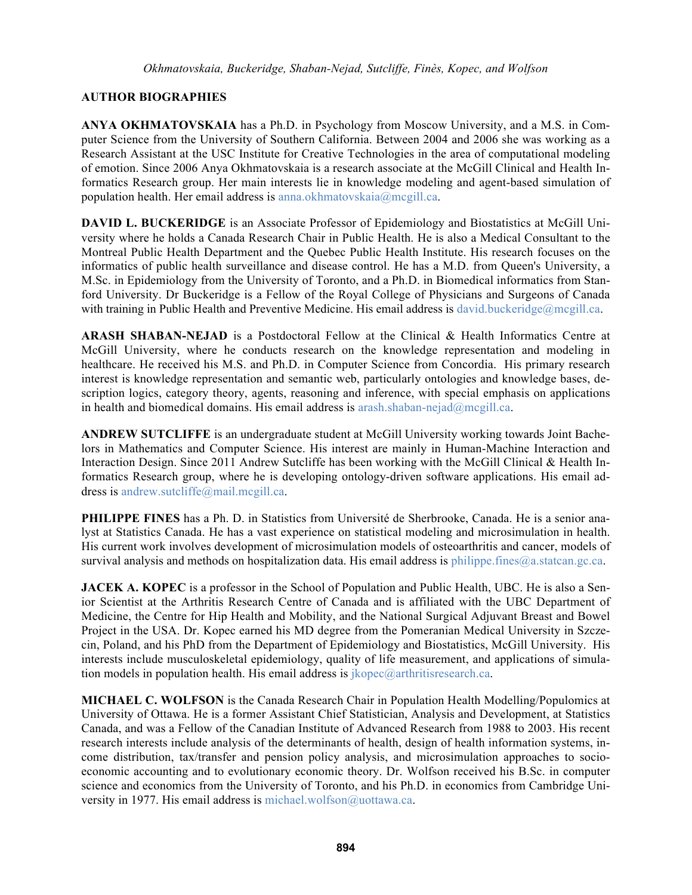## AUTHOR BIOGRAPHIES

**ANYA OKHMATOVSKAIA** has a Ph.D. in Psychology from Moscow University, and a M.S. in Computer Science from the University of Southern California. Between 2004 and 2006 she was working as a Research Assistant at the USC Institute for Creative Technologies in the area of computational modeling of emotion. Since 2006 Anya Okhmatovskaia is a research associate at the McGill Clinical and Health Informatics Research group. Her main interests lie in knowledge modeling and agent-based simulation of population health. Her email address is anna.okhmatovskaia@mcgill.ca.

**DAVID L. BUCKERIDGE** is an Associate Professor of Epidemiology and Biostatistics at McGill University where he holds a Canada Research Chair in Public Health. He is also a Medical Consultant to the Montreal Public Health Department and the Quebec Public Health Institute. His research focuses on the informatics of public health surveillance and disease control. He has a M.D. from Queen's University, a M.Sc. in Epidemiology from the University of Toronto, and a Ph.D. in Biomedical informatics from Stanford University. Dr Buckeridge is a Fellow of the Royal College of Physicians and Surgeons of Canada with training in Public Health and Preventive Medicine. His email address is david.buckeridge@mcgill.ca.

**ARASH SHABAN-NEJAD** is a Postdoctoral Fellow at the Clinical & Health Informatics Centre at McGill University, where he conducts research on the knowledge representation and modeling in healthcare. He received his M.S. and Ph.D. in Computer Science from Concordia. His primary research interest is knowledge representation and semantic web, particularly ontologies and knowledge bases, description logics, category theory, agents, reasoning and inference, with special emphasis on applications in health and biomedical domains. His email address is arash.shaban-nejad@mcgill.ca.

**ANDREW SUTCLIFFE** is an undergraduate student at McGill University working towards Joint Bachelors in Mathematics and Computer Science. His interest are mainly in Human-Machine Interaction and Interaction Design. Since 2011 Andrew Sutcliffe has been working with the McGill Clinical & Health Informatics Research group, where he is developing ontology-driven software applications. His email address is andrew.sutcliffe@mail.mcgill.ca.

**PHILIPPE FINES** has a Ph. D. in Statistics from Université de Sherbrooke, Canada. He is a senior analyst at Statistics Canada. He has a vast experience on statistical modeling and microsimulation in health. His current work involves development of microsimulation models of osteoarthritis and cancer, models of survival analysis and methods on hospitalization data. His email address is philippe.fines@a.statcan.gc.ca.

**JACEK A. KOPEC** is a professor in the School of Population and Public Health, UBC. He is also a Senior Scientist at the Arthritis Research Centre of Canada and is affiliated with the UBC Department of Medicine, the Centre for Hip Health and Mobility, and the National Surgical Adjuvant Breast and Bowel Project in the USA. Dr. Kopec earned his MD degree from the Pomeranian Medical University in Szczecin, Poland, and his PhD from the Department of Epidemiology and Biostatistics, McGill University. His interests include musculoskeletal epidemiology, quality of life measurement, and applications of simulation models in population health. His email address is jkopec@arthritisresearch.ca.

**MICHAEL C. WOLFSON** is the Canada Research Chair in Population Health Modelling/Populomics at University of Ottawa. He is a former Assistant Chief Statistician, Analysis and Development, at Statistics Canada, and was a Fellow of the Canadian Institute of Advanced Research from 1988 to 2003. His recent research interests include analysis of the determinants of health, design of health information systems, income distribution, tax/transfer and pension policy analysis, and microsimulation approaches to socio-economic accounting and to evolutionary economic theory. Dr. Wolfson received his B.Sc. in computer science and economics from the University of Toronto, and his Ph.D. in economics from Cambridge University in 1977. His email address is michael.wolfson@uottawa.ca.